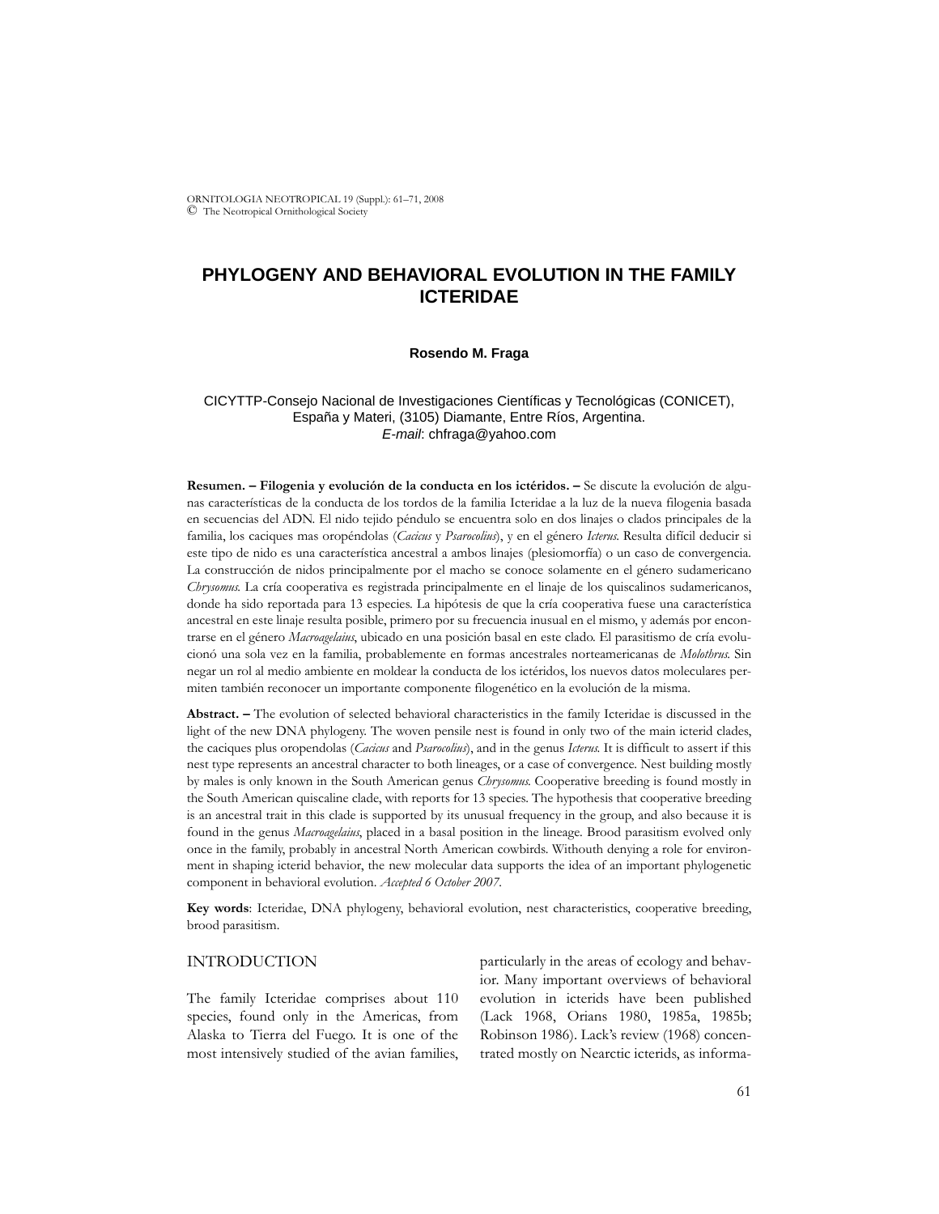# PHYLOGENY AND BEHAVIORAL EVOLUTION IN THE FAMILY ICTERIDAE

**Rosendo M. Fraga**

CICYTTP-Consejo Nacional de Investigaciones Científicas y Tecnológicas (CONICET), España y Materi, (3105) Diamante, Entre Ríos, Argentina.
*E-mail*: chfraga@yahoo.com

**Resumen. – Filogenia y evolución de la conducta en los ictéridos. –** Se discute la evolución de algunas características de la conducta de los tordos de la familia Icteridae a la luz de la nueva filogenia basada en secuencias del ADN. El nido tejido péndulo se encuentra solo en dos linajes o clados principales de la familia, los caciques mas oropéndolas (*Cacicus* y *Psarocolius*), y en el género *Icterus*. Resulta difícil deducir si este tipo de nido es una característica ancestral a ambos linajes (plesiomorfía) o un caso de convergencia. La construcción de nidos principalmente por el macho se conoce solamente en el género sudamericano *Chrysomus*. La cría cooperativa es registrada principalmente en el linaje de los quiscalinos sudamericanos, donde ha sido reportada para 13 especies. La hipótesis de que la cría cooperativa fuese una característica ancestral en este linaje resulta posible, primero por su frecuencia inusual en el mismo, y además por encontrarse en el género *Macroagelaius*, ubicado en una posición basal en este clado. El parasitismo de cría evolucionó una sola vez en la familia, probablemente en formas ancestrales norteamericanas de *Molothrus*. Sin negar un rol al medio ambiente en moldear la conducta de los ictéridos, los nuevos datos moleculares permiten también reconocer un importante componente filogenético en la evolución de la misma.

**Abstract. –** The evolution of selected behavioral characteristics in the family Icteridae is discussed in the light of the new DNA phylogeny. The woven pensile nest is found in only two of the main icterid clades, the caciques plus oropendolas (*Cacicus* and *Psarocolius*), and in the genus *Icterus*. It is difficult to assert if this nest type represents an ancestral character to both lineages, or a case of convergence. Nest building mostly by males is only known in the South American genus *Chrysomus*. Cooperative breeding is found mostly in the South American quiscaline clade, with reports for 13 species. The hypothesis that cooperative breeding is an ancestral trait in this clade is supported by its unusual frequency in the group, and also because it is found in the genus *Macroagelaius*, placed in a basal position in the lineage. Brood parasitism evolved only once in the family, probably in ancestral North American cowbirds. Withouth denying a role for environment in shaping icterid behavior, the new molecular data supports the idea of an important phylogenetic component in behavioral evolution. *Accepted 6 October 2007.*

**Key words**: Icteridae, DNA phylogeny, behavioral evolution, nest characteristics, cooperative breeding, brood parasitism.

## INTRODUCTION

The family Icteridae comprises about 110 species, found only in the Americas, from Alaska to Tierra del Fuego. It is one of the most intensively studied of the avian families, particularly in the areas of ecology and behavior. Many important overviews of behavioral evolution in icterids have been published (Lack 1968, Orians 1980, 1985a, 1985b; Robinson 1986). Lack's review (1968) concentrated mostly on Nearctic icterids, as informa-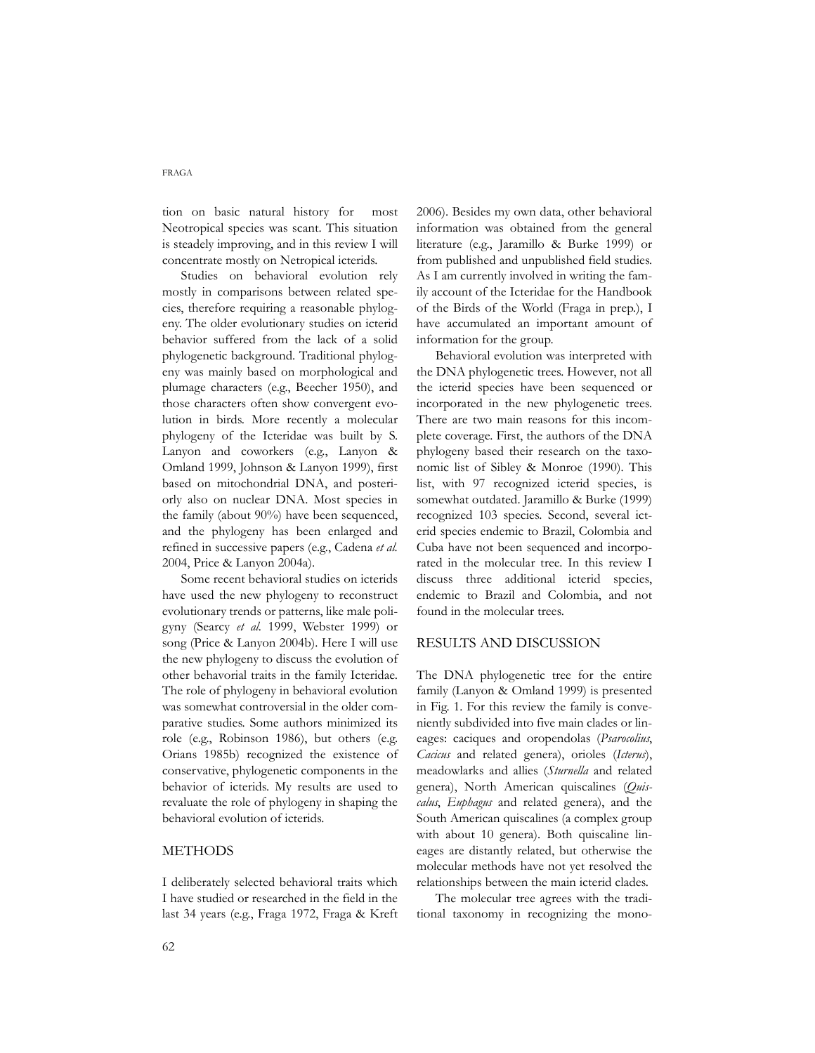tion on basic natural history for most Neotropical species was scant. This situation is steadely improving, and in this review I will concentrate mostly on Netropical icterids.

Studies on behavioral evolution rely mostly in comparisons between related species, therefore requiring a reasonable phylogeny. The older evolutionary studies on icterid behavior suffered from the lack of a solid phylogenetic background. Traditional phylogeny was mainly based on morphological and plumage characters (e.g., Beecher 1950), and those characters often show convergent evolution in birds. More recently a molecular phylogeny of the Icteridae was built by S. Lanyon and coworkers (e.g., Lanyon & Omland 1999, Johnson & Lanyon 1999), first based on mitochondrial DNA, and posteriorly also on nuclear DNA. Most species in the family (about 90%) have been sequenced, and the phylogeny has been enlarged and refined in successive papers (e.g., Cadena *et al.* 2004, Price & Lanyon 2004a).

Some recent behavioral studies on icterids have used the new phylogeny to reconstruct evolutionary trends or patterns, like male poligyny (Searcy *et al.* 1999, Webster 1999) or song (Price & Lanyon 2004b). Here I will use the new phylogeny to discuss the evolution of other behavorial traits in the family Icteridae. The role of phylogeny in behavioral evolution was somewhat controversial in the older comparative studies. Some authors minimized its role (e.g., Robinson 1986), but others (e.g. Orians 1985b) recognized the existence of conservative, phylogenetic components in the behavior of icterids. My results are used to revaluate the role of phylogeny in shaping the behavioral evolution of icterids.

## METHODS

I deliberately selected behavioral traits which I have studied or researched in the field in the last 34 years (e.g., Fraga 1972, Fraga & Kreft 2006). Besides my own data, other behavioral information was obtained from the general literature (e.g., Jaramillo & Burke 1999) or from published and unpublished field studies. As I am currently involved in writing the family account of the Icteridae for the Handbook of the Birds of the World (Fraga in prep.), I have accumulated an important amount of information for the group.

Behavioral evolution was interpreted with the DNA phylogenetic trees. However, not all the icterid species have been sequenced or incorporated in the new phylogenetic trees. There are two main reasons for this incomplete coverage. First, the authors of the DNA phylogeny based their research on the taxonomic list of Sibley & Monroe (1990). This list, with 97 recognized icterid species, is somewhat outdated. Jaramillo & Burke (1999) recognized 103 species. Second, several icterid species endemic to Brazil, Colombia and Cuba have not been sequenced and incorporated in the molecular tree. In this review I discuss three additional icterid species, endemic to Brazil and Colombia, and not found in the molecular trees.

## RESULTS AND DISCUSSION

The DNA phylogenetic tree for the entire family (Lanyon & Omland 1999) is presented in Fig. 1. For this review the family is conveniently subdivided into five main clades or lineages: caciques and oropendolas (*Psarocolius*, *Cacicus* and related genera), orioles (*Icterus*), meadowlarks and allies (*Sturnella* and related genera), North American quiscalines (*Quiscalus*, *Euphagus* and related genera), and the South American quiscalines (a complex group with about 10 genera). Both quiscaline lineages are distantly related, but otherwise the molecular methods have not yet resolved the relationships between the main icterid clades.

The molecular tree agrees with the traditional taxonomy in recognizing the mono-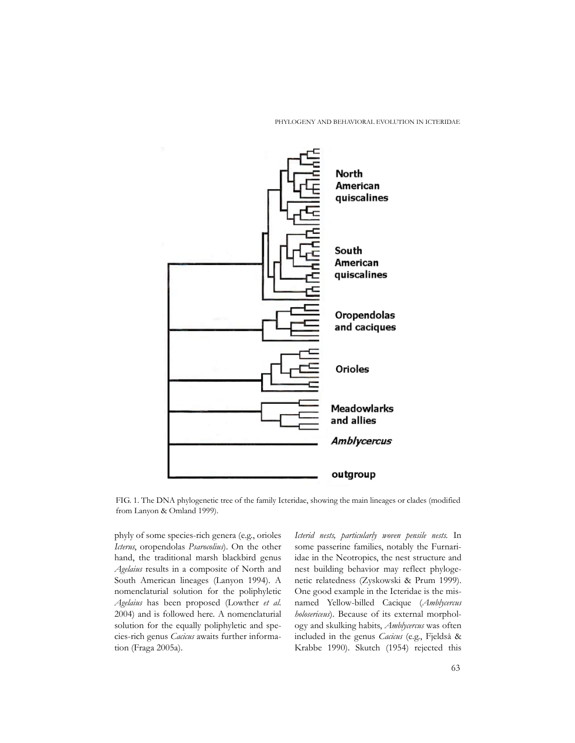FIG. 1. The DNA phylogenetic tree of the family Icteridae, showing the main lineages or clades (modified from Lanyon & Omland 1999).

phyly of some species-rich genera (e.g., orioles *Icterus*, oropendolas *Psarocolius*). On the other hand, the traditional marsh blackbird genus *Agelaius* results in a composite of North and South American lineages (Lanyon 1994). A nomenclaturial solution for the poliphyletic *Agelaius* has been proposed (Lowther *et al.* 2004) and is followed here. A nomenclaturial solution for the equally poliphyletic and species-rich genus *Cacicus* awaits further information (Fraga 2005a).

*Icterid nests, particularly woven pensile nests.* In some passerine families, notably the Furnariidae in the Neotropics, the nest structure and nest building behavior may reflect phylogenetic relatedness (Zyskowski & Prum 1999). One good example in the Icteridae is the misnamed Yellow-billed Cacique (*Amblycercus holosericeus*). Because of its external morphology and skulking habits, *Amblycercus* was often included in the genus *Cacicus* (e.g., Fjeldså & Krabbe 1990). Skutch (1954) rejected this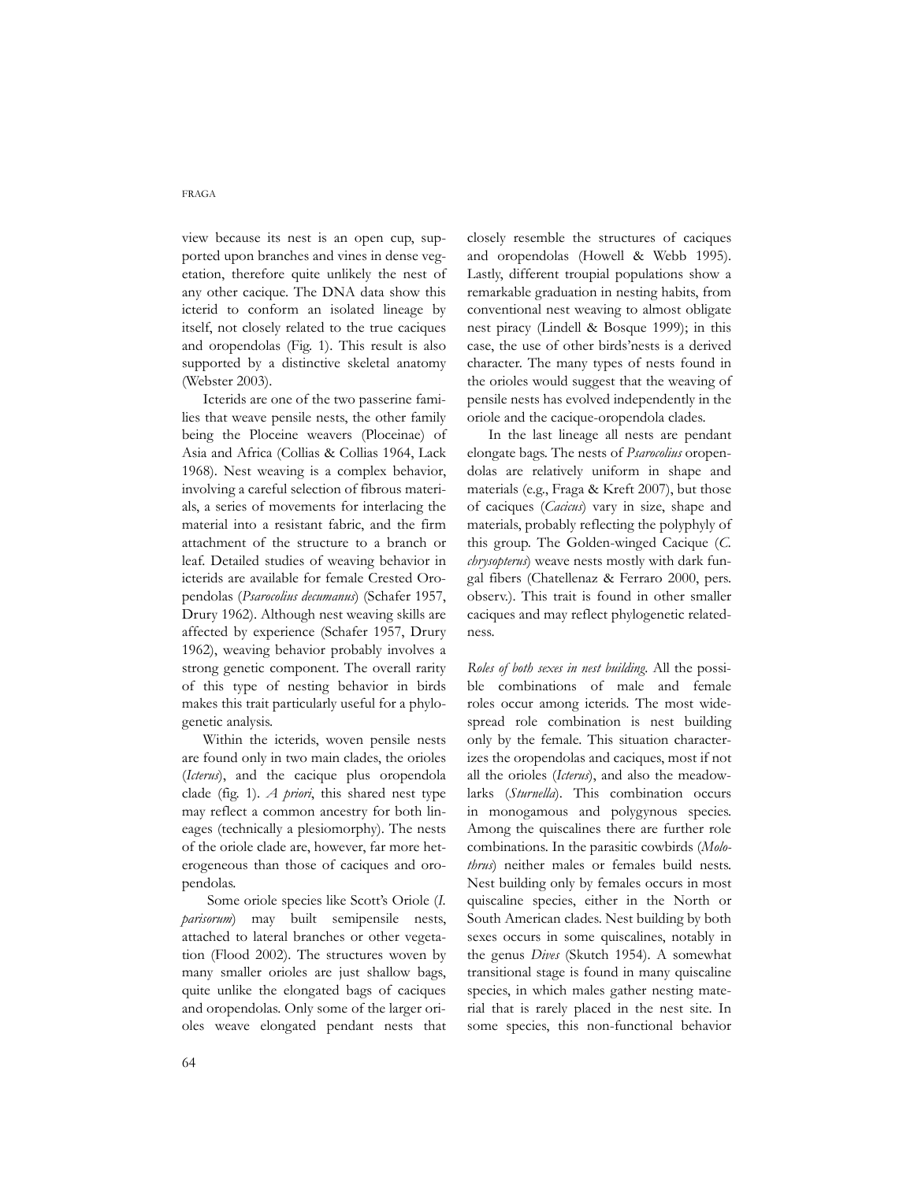view because its nest is an open cup, supported upon branches and vines in dense vegetation, therefore quite unlikely the nest of any other cacique. The DNA data show this icterid to conform an isolated lineage by itself, not closely related to the true caciques and oropendolas (Fig. 1). This result is also supported by a distinctive skeletal anatomy (Webster 2003).

Icterids are one of the two passerine families that weave pensile nests, the other family being the Ploceine weavers (Ploceinae) of Asia and Africa (Collias & Collias 1964, Lack 1968). Nest weaving is a complex behavior, involving a careful selection of fibrous materials, a series of movements for interlacing the material into a resistant fabric, and the firm attachment of the structure to a branch or leaf. Detailed studies of weaving behavior in icterids are available for female Crested Oropendolas (*Psarocolius decumanus*) (Schafer 1957, Drury 1962). Although nest weaving skills are affected by experience (Schafer 1957, Drury 1962), weaving behavior probably involves a strong genetic component. The overall rarity of this type of nesting behavior in birds makes this trait particularly useful for a phylogenetic analysis.

Within the icterids, woven pensile nests are found only in two main clades, the orioles (*Icterus*), and the cacique plus oropendola clade (fig. 1). *A priori*, this shared nest type may reflect a common ancestry for both lineages (technically a plesiomorphy). The nests of the oriole clade are, however, far more heterogeneous than those of caciques and oropendolas.

Some oriole species like Scott's Oriole (*I. parisorum*) may built semipensile nests, attached to lateral branches or other vegetation (Flood 2002). The structures woven by many smaller orioles are just shallow bags, quite unlike the elongated bags of caciques and oropendolas. Only some of the larger orioles weave elongated pendant nests that closely resemble the structures of caciques and oropendolas (Howell & Webb 1995). Lastly, different troupial populations show a remarkable graduation in nesting habits, from conventional nest weaving to almost obligate nest piracy (Lindell & Bosque 1999); in this case, the use of other birds'nests is a derived character. The many types of nests found in the orioles would suggest that the weaving of pensile nests has evolved independently in the oriole and the cacique-oropendola clades.

In the last lineage all nests are pendant elongate bags. The nests of *Psarocolius* oropendolas are relatively uniform in shape and materials (e.g., Fraga & Kreft 2007), but those of caciques (*Cacicus*) vary in size, shape and materials, probably reflecting the polyphyly of this group. The Golden-winged Cacique (*C. chrysopterus*) weave nests mostly with dark fungal fibers (Chatellenaz & Ferraro 2000, pers. observ.). This trait is found in other smaller caciques and may reflect phylogenetic relatedness.

*Roles of both sexes in nest building*. All the possible combinations of male and female roles occur among icterids. The most widespread role combination is nest building only by the female. This situation characterizes the oropendolas and caciques, most if not all the orioles (*Icterus*), and also the meadowlarks (*Sturnella*). This combination occurs in monogamous and polygynous species. Among the quiscalines there are further role combinations. In the parasitic cowbirds (*Molothrus*) neither males or females build nests. Nest building only by females occurs in most quiscaline species, either in the North or South American clades. Nest building by both sexes occurs in some quiscalines, notably in the genus *Dives* (Skutch 1954). A somewhat transitional stage is found in many quiscaline species, in which males gather nesting material that is rarely placed in the nest site. In some species, this non-functional behavior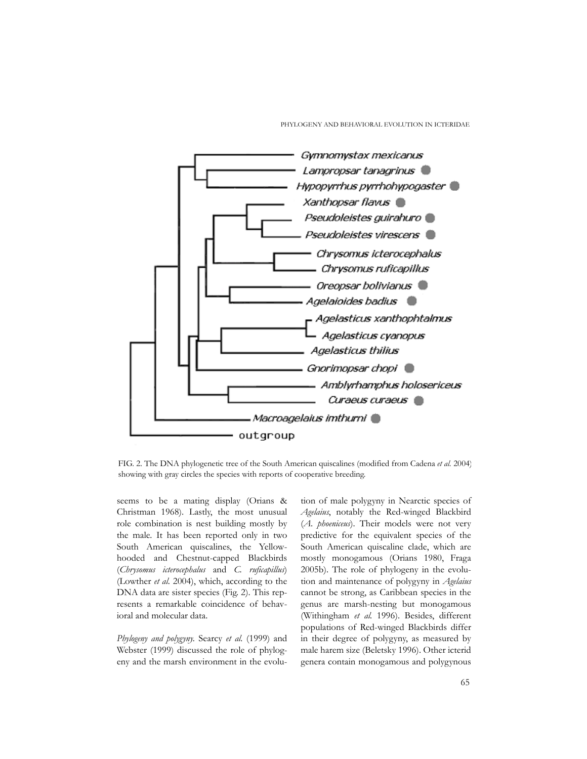FIG. 2. The DNA phylogenetic tree of the South American quiscalines (modified from Cadena *et al.* 2004) showing with gray circles the species with reports of cooperative breeding.

seems to be a mating display (Orians & Christman 1968). Lastly, the most unusual role combination is nest building mostly by the male. It has been reported only in two South American quiscalines, the Yellow-hooded and Chestnut-capped Blackbirds (*Chrysomus icterocephalus* and *C. ruficapillus*) (Lowther *et al.* 2004), which, according to the DNA data are sister species (Fig. 2). This represents a remarkable coincidence of behavioral and molecular data.

*Phylogeny and polygyny.* Searcy *et al.* (1999) and Webster (1999) discussed the role of phylogeny and the marsh environment in the evolution of male polygyny in Nearctic species of *Agelaius*, notably the Red-winged Blackbird (*A. phoeniceus*). Their models were not very predictive for the equivalent species of the South American quiscaline clade, which are mostly monogamous (Orians 1980, Fraga 2005b). The role of phylogeny in the evolution and maintenance of polygyny in *Agelaius* cannot be strong, as Caribbean species in the genus are marsh-nesting but monogamous (Withingham *et al.* 1996). Besides, different populations of Red-winged Blackbirds differ in their degree of polygyny, as measured by male harem size (Beletsky 1996). Other icterid genera contain monogamous and polygynous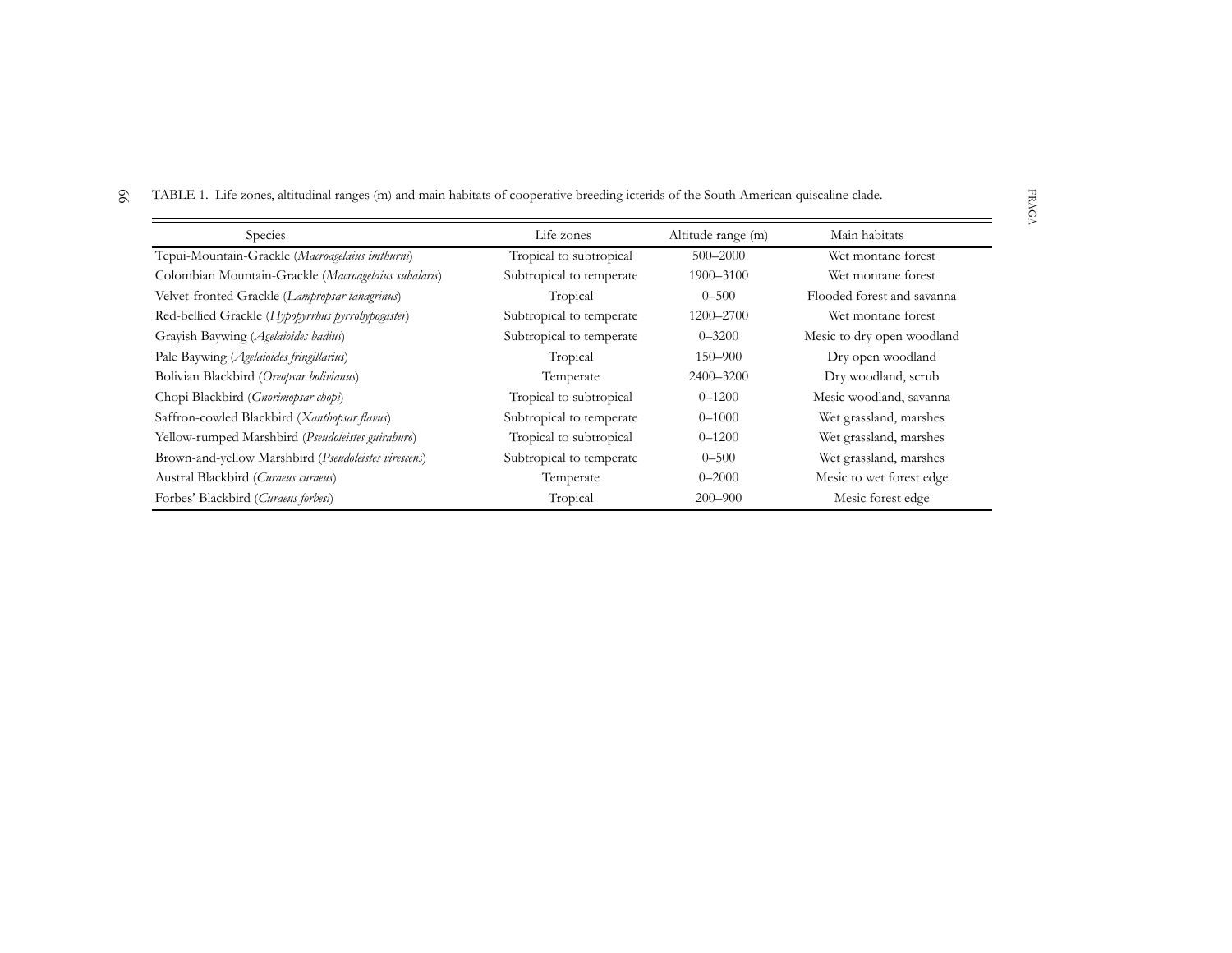TABLE 1. Life zones, altitudinal ranges (m) and main habitats of cooperative breeding icterids of the South American quiscaline clade.

| Species | Life zones | Altitude range (m) | Main habitats |
|---|---|---|---|
| Tepui-Mountain-Grackle (*Macroagelaius imthurni*) | Tropical to subtropical | 500–2000 | Wet montane forest |
| Colombian Mountain-Grackle (*Macroagelaius subalaris*) | Subtropical to temperate | 1900–3100 | Wet montane forest |
| Velvet-fronted Grackle (*Lampropsar tanagrinus*) | Tropical | 0–500 | Flooded forest and savanna |
| Red-bellied Grackle (*Hypopyrrhus pyrohypogaster*) | Subtropical to temperate | 1200–2700 | Wet montane forest |
| Grayish Baywing (*Agelaioides badius*) | Subtropical to temperate | 0–3200 | Mesic to dry open woodland |
| Pale Baywing (*Agelaioides fringillarius*) | Tropical | 150–900 | Dry open woodland |
| Bolivian Blackbird (*Oreopsar bolivianus*) | Temperate | 2400–3200 | Dry woodland, scrub |
| Chopi Blackbird (*Gnorimopsar chopi*) | Tropical to subtropical | 0–1200 | Mesic woodland, savanna |
| Saffron-cowled Blackbird (*Xanthopsar flavus*) | Subtropical to temperate | 0–1000 | Wet grassland, marshes |
| Yellow-rumped Marshbird (*Pseudoleistes guirahuro*) | Tropical to subtropical | 0–1200 | Wet grassland, marshes |
| Brown-and-yellow Marshbird (*Pseudoleistes virescens*) | Subtropical to temperate | 0–500 | Wet grassland, marshes |
| Austral Blackbird (*Curaeus curaeus*) | Temperate | 0–2000 | Mesic to wet forest edge |
| Forbes' Blackbird (*Curaeus forbesi*) | Tropical | 200–900 | Mesic forest edge |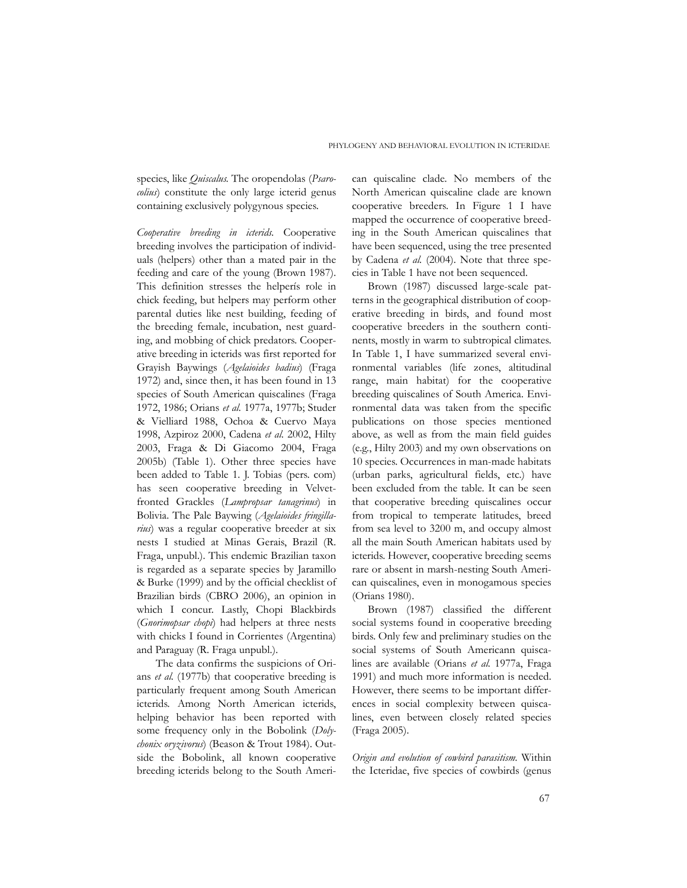species, like *Quiscalus*. The oropendolas (*Psarocolius*) constitute the only large icterid genus containing exclusively polygynous species.

*Cooperative breeding in icterids.* Cooperative breeding involves the participation of individuals (helpers) other than a mated pair in the feeding and care of the young (Brown 1987). This definition stresses the helperís role in chick feeding, but helpers may perform other parental duties like nest building, feeding of the breeding female, incubation, nest guarding, and mobbing of chick predators. Cooperative breeding in icterids was first reported for Grayish Baywings (*Agelaioides badius*) (Fraga 1972) and, since then, it has been found in 13 species of South American quiscalines (Fraga 1972, 1986; Orians *et al.* 1977a, 1977b; Studer & Vielliard 1988, Ochoa & Cuervo Maya 1998, Azpiroz 2000, Cadena *et al.* 2002, Hilty 2003, Fraga & Di Giacomo 2004, Fraga 2005b) (Table 1). Other three species have been added to Table 1. J. Tobias (pers. com) has seen cooperative breeding in Velvet-fronted Grackles (*Lampropsar tanagrinus*) in Bolivia. The Pale Baywing (*Agelaioides fringillarius*) was a regular cooperative breeder at six nests I studied at Minas Gerais, Brazil (R. Fraga, unpubl.). This endemic Brazilian taxon is regarded as a separate species by Jaramillo & Burke (1999) and by the official checklist of Brazilian birds (CBRO 2006), an opinion in which I concur. Lastly, Chopi Blackbirds (*Gnorimopsar chopi*) had helpers at three nests with chicks I found in Corrientes (Argentina) and Paraguay (R. Fraga unpubl.).

The data confirms the suspicions of Orians *et al.* (1977b) that cooperative breeding is particularly frequent among South American icterids. Among North American icterids, helping behavior has been reported with some frequency only in the Bobolink (*Dolychonix oryzivorus*) (Beason & Trout 1984). Outside the Bobolink, all known cooperative breeding icterids belong to the South American quiscaline clade. No members of the North American quiscaline clade are known cooperative breeders. In Figure 1 I have mapped the occurrence of cooperative breeding in the South American quiscalines that have been sequenced, using the tree presented by Cadena *et al.* (2004). Note that three species in Table 1 have not been sequenced.

Brown (1987) discussed large-scale patterns in the geographical distribution of cooperative breeding in birds, and found most cooperative breeders in the southern continents, mostly in warm to subtropical climates. In Table 1, I have summarized several environmental variables (life zones, altitudinal range, main habitat) for the cooperative breeding quiscalines of South America. Environmental data was taken from the specific publications on those species mentioned above, as well as from the main field guides (e.g., Hilty 2003) and my own observations on 10 species. Occurrences in man-made habitats (urban parks, agricultural fields, etc.) have been excluded from the table. It can be seen that cooperative breeding quiscalines occur from tropical to temperate latitudes, breed from sea level to 3200 m, and occupy almost all the main South American habitats used by icterids. However, cooperative breeding seems rare or absent in marsh-nesting South American quiscalines, even in monogamous species (Orians 1980).

Brown (1987) classified the different social systems found in cooperative breeding birds. Only few and preliminary studies on the social systems of South Americann quiscalines are available (Orians *et al.* 1977a, Fraga 1991) and much more information is needed. However, there seems to be important differences in social complexity between quiscalines, even between closely related species (Fraga 2005).

*Origin and evolution of cowbird parasitism.* Within the Icteridae, five species of cowbirds (genus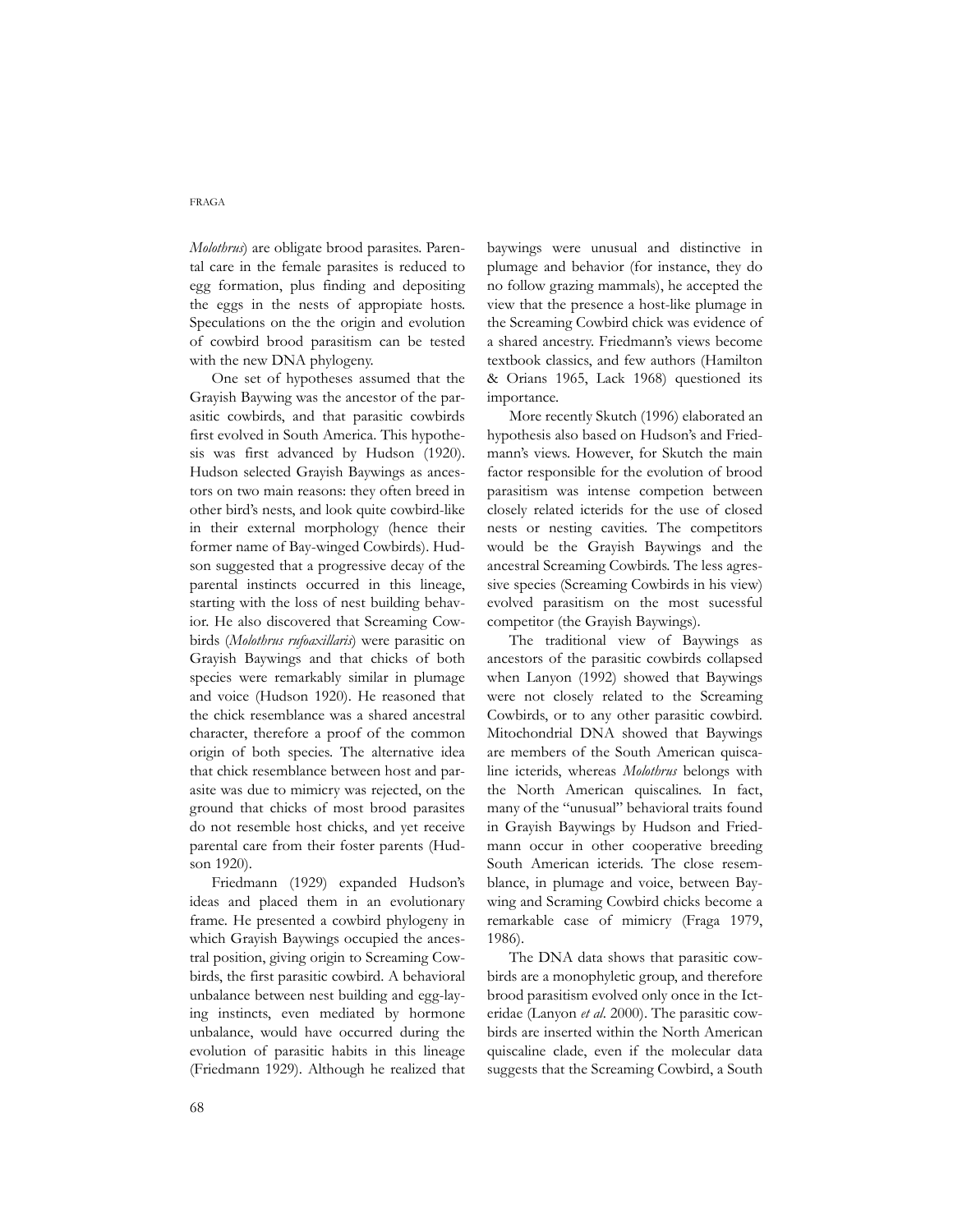*Molothrus*) are obligate brood parasites. Parental care in the female parasites is reduced to egg formation, plus finding and depositing the eggs in the nests of appropiate hosts. Speculations on the the origin and evolution of cowbird brood parasitism can be tested with the new DNA phylogeny.

One set of hypotheses assumed that the Grayish Baywing was the ancestor of the parasitic cowbirds, and that parasitic cowbirds first evolved in South America. This hypothesis was first advanced by Hudson (1920). Hudson selected Grayish Baywings as ancestors on two main reasons: they often breed in other bird's nests, and look quite cowbird-like in their external morphology (hence their former name of Bay-winged Cowbirds). Hudson suggested that a progressive decay of the parental instincts occurred in this lineage, starting with the loss of nest building behavior. He also discovered that Screaming Cowbirds (*Molothrus rufoaxillaris*) were parasitic on Grayish Baywings and that chicks of both species were remarkably similar in plumage and voice (Hudson 1920). He reasoned that the chick resemblance was a shared ancestral character, therefore a proof of the common origin of both species. The alternative idea that chick resemblance between host and parasite was due to mimicry was rejected, on the ground that chicks of most brood parasites do not resemble host chicks, and yet receive parental care from their foster parents (Hudson 1920).

Friedmann (1929) expanded Hudson's ideas and placed them in an evolutionary frame. He presented a cowbird phylogeny in which Grayish Baywings occupied the ancestral position, giving origin to Screaming Cowbirds, the first parasitic cowbird. A behavioral unbalance between nest building and egg-laying instincts, even mediated by hormone unbalance, would have occurred during the evolution of parasitic habits in this lineage (Friedmann 1929). Although he realized that baywings were unusual and distinctive in plumage and behavior (for instance, they do no follow grazing mammals), he accepted the view that the presence a host-like plumage in the Screaming Cowbird chick was evidence of a shared ancestry. Friedmann's views become textbook classics, and few authors (Hamilton & Orians 1965, Lack 1968) questioned its importance.

More recently Skutch (1996) elaborated an hypothesis also based on Hudson's and Friedmann's views. However, for Skutch the main factor responsible for the evolution of brood parasitism was intense competion between closely related icterids for the use of closed nests or nesting cavities. The competitors would be the Grayish Baywings and the ancestral Screaming Cowbirds. The less agressive species (Screaming Cowbirds in his view) evolved parasitism on the most sucessful competitor (the Grayish Baywings).

The traditional view of Baywings as ancestors of the parasitic cowbirds collapsed when Lanyon (1992) showed that Baywings were not closely related to the Screaming Cowbirds, or to any other parasitic cowbird. Mitochondrial DNA showed that Baywings are members of the South American quiscaline icterids, whereas *Molothrus* belongs with the North American quiscalines. In fact, many of the "unusual" behavioral traits found in Grayish Baywings by Hudson and Friedmann occur in other cooperative breeding South American icterids. The close resemblance, in plumage and voice, between Baywing and Scraming Cowbird chicks become a remarkable case of mimicry (Fraga 1979, 1986).

The DNA data shows that parasitic cowbirds are a monophyletic group, and therefore brood parasitism evolved only once in the Icteridae (Lanyon *et al.* 2000). The parasitic cowbirds are inserted within the North American quiscaline clade, even if the molecular data suggests that the Screaming Cowbird, a South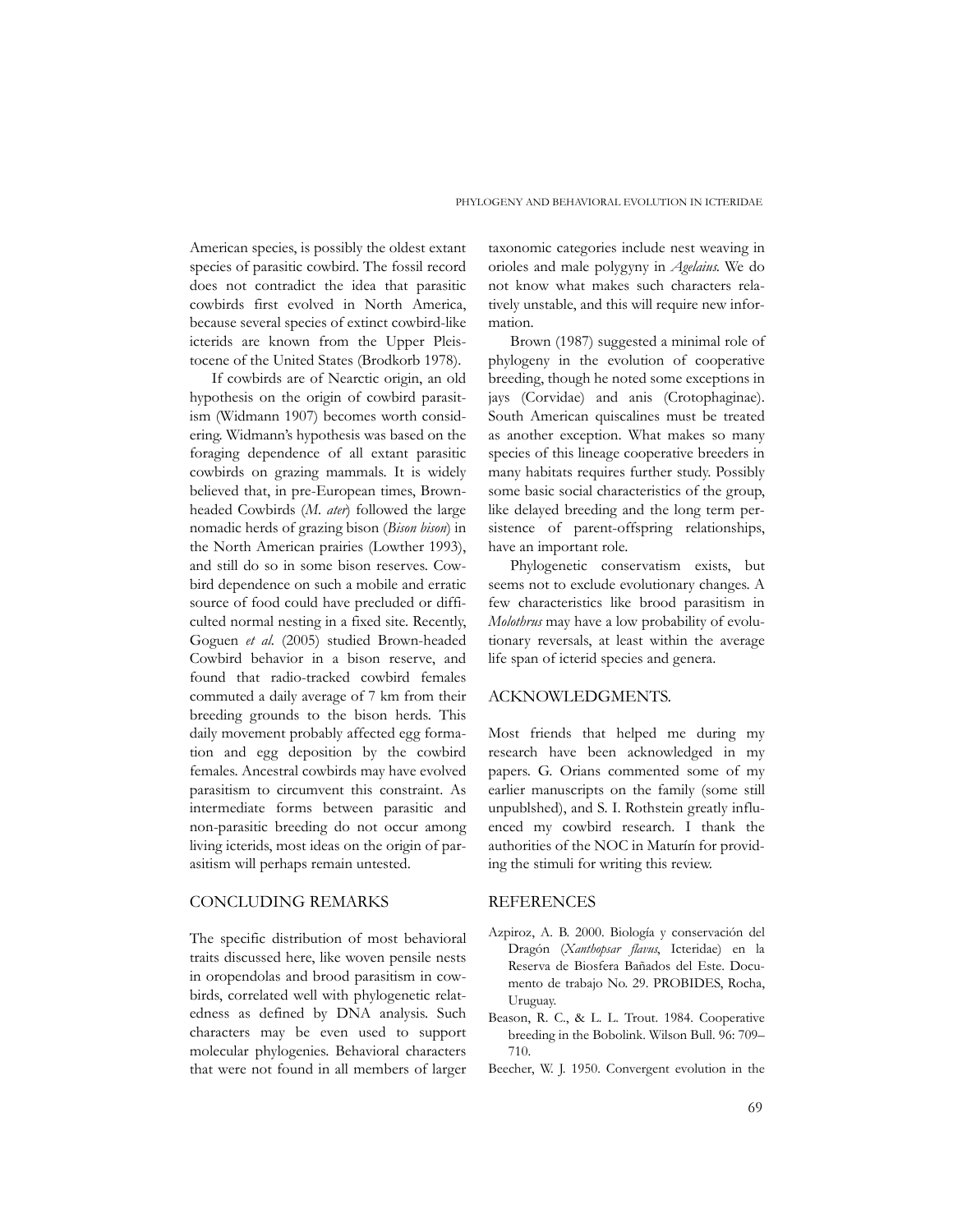American species, is possibly the oldest extant species of parasitic cowbird. The fossil record does not contradict the idea that parasitic cowbirds first evolved in North America, because several species of extinct cowbird-like icterids are known from the Upper Pleistocene of the United States (Brodkorb 1978).

If cowbirds are of Nearctic origin, an old hypothesis on the origin of cowbird parasitism (Widmann 1907) becomes worth considering. Widmann's hypothesis was based on the foraging dependence of all extant parasitic cowbirds on grazing mammals. It is widely believed that, in pre-European times, Brown-headed Cowbirds (*M. ater*) followed the large nomadic herds of grazing bison (*Bison bison*) in the North American prairies (Lowther 1993), and still do so in some bison reserves. Cowbird dependence on such a mobile and erratic source of food could have precluded or difficulted normal nesting in a fixed site. Recently, Goguen *et al.* (2005) studied Brown-headed Cowbird behavior in a bison reserve, and found that radio-tracked cowbird females commuted a daily average of 7 km from their breeding grounds to the bison herds. This daily movement probably affected egg formation and egg deposition by the cowbird females. Ancestral cowbirds may have evolved parasitism to circumvent this constraint. As intermediate forms between parasitic and non-parasitic breeding do not occur among living icterids, most ideas on the origin of parasitism will perhaps remain untested.

## CONCLUDING REMARKS

The specific distribution of most behavioral traits discussed here, like woven pensile nests in oropendolas and brood parasitism in cowbirds, correlated well with phylogenetic relatedness as defined by DNA analysis. Such characters may be even used to support molecular phylogenies. Behavioral characters that were not found in all members of larger taxonomic categories include nest weaving in orioles and male polygyny in *Agelaius*. We do not know what makes such characters relatively unstable, and this will require new information.

Brown (1987) suggested a minimal role of phylogeny in the evolution of cooperative breeding, though he noted some exceptions in jays (Corvidae) and anis (Crotophaginae). South American quiscalines must be treated as another exception. What makes so many species of this lineage cooperative breeders in many habitats requires further study. Possibly some basic social characteristics of the group, like delayed breeding and the long term persistence of parent-offspring relationships, have an important role.

Phylogenetic conservatism exists, but seems not to exclude evolutionary changes. A few characteristics like brood parasitism in *Molothrus* may have a low probability of evolutionary reversals, at least within the average life span of icterid species and genera.

## ACKNOWLEDGMENTS.

Most friends that helped me during my research have been acknowledged in my papers. G. Orians commented some of my earlier manuscripts on the family (some still unpublshed), and S. I. Rothstein greatly influenced my cowbird research. I thank the authorities of the NOC in Maturín for providing the stimuli for writing this review.

## REFERENCES

Azpiroz, A. B. 2000. Biología y conservación del Dragón (*Xanthopsar flavus*, Icteridae) en la Reserva de Biosfera Bañados del Este. Documento de trabajo No. 29. PROBIDES, Rocha, Uruguay.

Beason, R. C., & L. L. Trout. 1984. Cooperative breeding in the Bobolink. Wilson Bull. 96: 709–710.

Beecher, W. J. 1950. Convergent evolution in the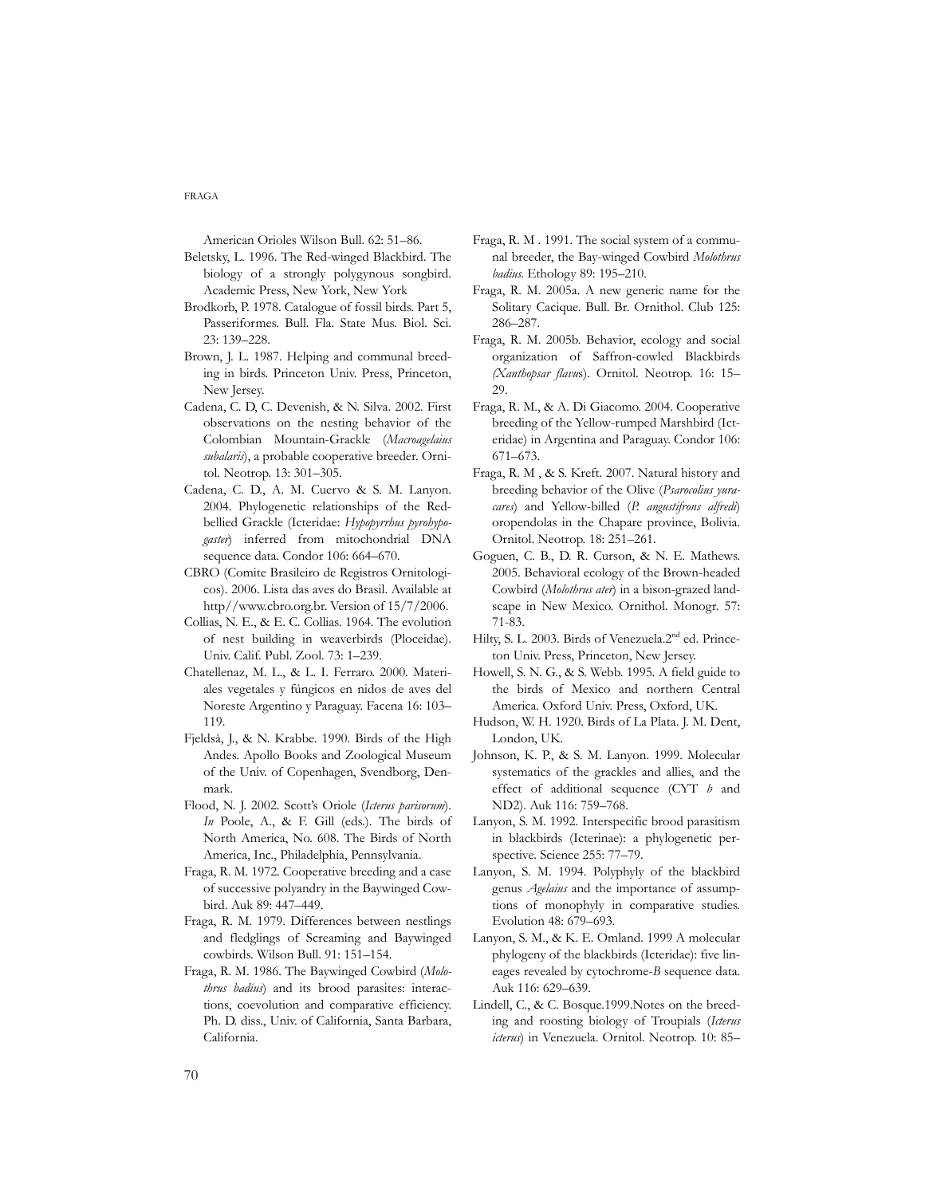American Orioles Wilson Bull. 62: 51–86.

Beletsky, L. 1996. The Red-winged Blackbird. The biology of a strongly polygynous songbird. Academic Press, New York, New York

Brodkorb, P. 1978. Catalogue of fossil birds. Part 5, Passeriformes. Bull. Fla. State Mus. Biol. Sci. 23: 139–228.

Brown, J. L. 1987. Helping and communal breeding in birds. Princeton Univ. Press, Princeton, New Jersey.

Cadena, C. D, C. Devenish, & N. Silva. 2002. First observations on the nesting behavior of the Colombian Mountain-Grackle (*Macroagelaius subalaris*), a probable cooperative breeder. Ornitol. Neotrop. 13: 301–305.

Cadena, C. D., A. M. Cuervo & S. M. Lanyon. 2004. Phylogenetic relationships of the Red-bellied Grackle (Icteridae: *Hypopyrrhus pyrohypogaster*) inferred from mitochondrial DNA sequence data. Condor 106: 664–670.

CBRO (Comite Brasileiro de Registros Ornitologicos). 2006. Lista das aves do Brasil. Available at http//www.cbro.org.br. Version of 15/7/2006.

Collias, N. E., & E. C. Collias. 1964. The evolution of nest building in weaverbirds (Ploceidae). Univ. Calif. Publ. Zool. 73: 1–239.

Chatellenaz, M. L., & L. I. Ferraro. 2000. Materiales vegetales y fúngicos en nidos de aves del Noreste Argentino y Paraguay. Facena 16: 103–119.

Fjeldså, J., & N. Krabbe. 1990. Birds of the High Andes. Apollo Books and Zoological Museum of the Univ. of Copenhagen, Svendborg, Denmark.

Flood, N. J. 2002. Scott's Oriole (*Icterus parisorum*). *In* Poole, A., & F. Gill (eds.). The birds of North America, No. 608. The Birds of North America, Inc., Philadelphia, Pennsylvania.

Fraga, R. M. 1972. Cooperative breeding and a case of successive polyandry in the Baywinged Cowbird. Auk 89: 447–449.

Fraga, R. M. 1979. Differences between nestlings and fledglings of Screaming and Baywinged cowbirds. Wilson Bull. 91: 151–154.

Fraga, R. M. 1986. The Baywinged Cowbird (*Molothrus badius*) and its brood parasites: interactions, coevolution and comparative efficiency. Ph. D. diss., Univ. of California, Santa Barbara, California.

Fraga, R. M . 1991. The social system of a communal breeder, the Bay-winged Cowbird *Molothrus badius*. Ethology 89: 195–210.

Fraga, R. M. 2005a. A new generic name for the Solitary Cacique. Bull. Br. Ornithol. Club 125: 286–287.

Fraga, R. M. 2005b. Behavior, ecology and social organization of Saffron-cowled Blackbirds *(Xanthopsar flavus*). Ornitol. Neotrop. 16: 15–29.

Fraga, R. M., & A. Di Giacomo. 2004. Cooperative breeding of the Yellow-rumped Marshbird (Icteridae) in Argentina and Paraguay. Condor 106: 671–673.

Fraga, R. M , & S. Kreft. 2007. Natural history and breeding behavior of the Olive (*Psarocolius yuracares*) and Yellow-billed (*P. angustifrons alfredi*) oropendolas in the Chapare province, Bolivia. Ornitol. Neotrop. 18: 251–261.

Goguen, C. B., D. R. Curson, & N. E. Mathews. 2005. Behavioral ecology of the Brown-headed Cowbird (*Molothrus ater*) in a bison-grazed landscape in New Mexico. Ornithol. Monogr. 57: 71-83.

Hilty, S. L. 2003. Birds of Venezuela.2[nd] ed. Princeton Univ. Press, Princeton, New Jersey.

Howell, S. N. G., & S. Webb. 1995. A field guide to the birds of Mexico and northern Central America. Oxford Univ. Press, Oxford, UK.

Hudson, W. H. 1920. Birds of La Plata. J. M. Dent, London, UK.

Johnson, K. P., & S. M. Lanyon. 1999. Molecular systematics of the grackles and allies, and the effect of additional sequence (CYT *b* and ND2). Auk 116: 759–768.

Lanyon, S. M. 1992. Interspecific brood parasitism in blackbirds (Icterinae): a phylogenetic perspective. Science 255: 77–79.

Lanyon, S. M. 1994. Polyphyly of the blackbird genus *Agelaius* and the importance of assumptions of monophyly in comparative studies. Evolution 48: 679–693.

Lanyon, S. M., & K. E. Omland. 1999 A molecular phylogeny of the blackbirds (Icteridae): five lineages revealed by cytochrome-*B* sequence data. Auk 116: 629–639.

Lindell, C., & C. Bosque.1999.Notes on the breeding and roosting biology of Troupials (*Icterus icterus*) in Venezuela. Ornitol. Neotrop. 10: 85–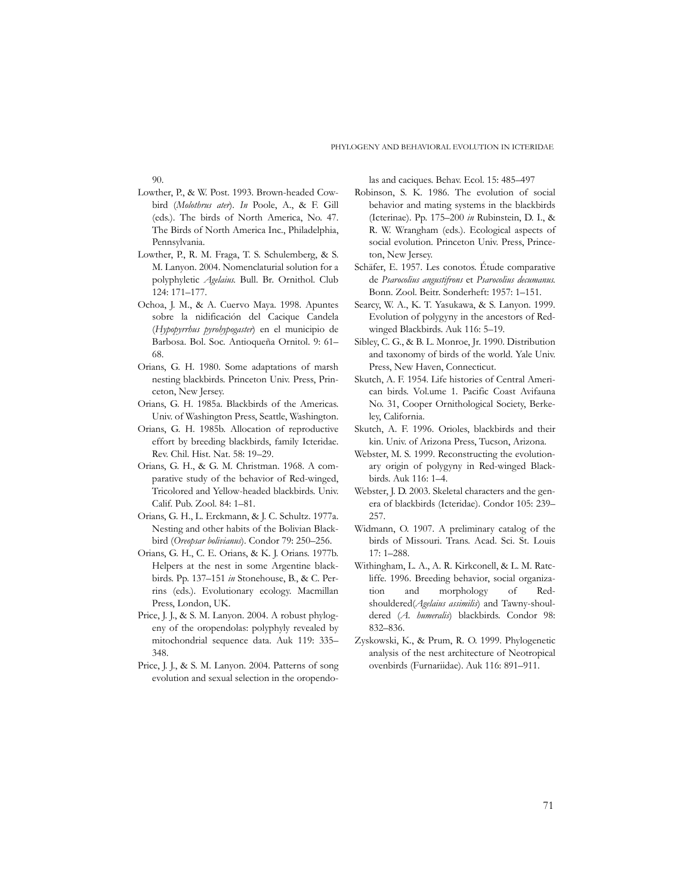90.

Lowther, P., & W. Post. 1993. Brown-headed Cowbird (*Molothrus ater*). *In* Poole, A., & F. Gill (eds.). The birds of North America, No. 47. The Birds of North America Inc., Philadelphia, Pennsylvania.

Lowther, P., R. M. Fraga, T. S. Schulemberg, & S. M. Lanyon. 2004. Nomenclaturial solution for a polyphyletic *Agelaius.* Bull. Br. Ornithol. Club 124: 171–177.

Ochoa, J. M., & A. Cuervo Maya. 1998. Apuntes sobre la nidificación del Cacique Candela (*Hypopyrrhus pyrohypogaster*) en el municipio de Barbosa. Bol. Soc. Antioqueña Ornitol. 9: 61–68.

Orians, G. H. 1980. Some adaptations of marsh nesting blackbirds. Princeton Univ. Press, Princeton, New Jersey.

Orians, G. H. 1985a. Blackbirds of the Americas. Univ. of Washington Press, Seattle, Washington.

Orians, G. H. 1985b. Allocation of reproductive effort by breeding blackbirds, family Icteridae. Rev. Chil. Hist. Nat. 58: 19–29.

Orians, G. H., & G. M. Christman. 1968. A comparative study of the behavior of Red-winged, Tricolored and Yellow-headed blackbirds. Univ. Calif. Pub. Zool. 84: 1–81.

Orians, G. H., L. Erckmann, & J. C. Schultz. 1977a. Nesting and other habits of the Bolivian Blackbird (*Oreopsar bolivianus*). Condor 79: 250–256.

Orians, G. H., C. E. Orians, & K. J. Orians. 1977b. Helpers at the nest in some Argentine blackbirds. Pp. 137–151 *in* Stonehouse, B., & C. Perrins (eds.). Evolutionary ecology. Macmillan Press, London, UK.

Price, J. J., & S. M. Lanyon. 2004. A robust phylogeny of the oropendolas: polyphyly revealed by mitochondrial sequence data. Auk 119: 335–348.

Price, J. J., & S. M. Lanyon. 2004. Patterns of song evolution and sexual selection in the oropendolas and caciques. Behav. Ecol. 15: 485–497

Robinson, S. K. 1986. The evolution of social behavior and mating systems in the blackbirds (Icterinae). Pp. 175–200 *in* Rubinstein, D. I., & R. W. Wrangham (eds.). Ecological aspects of social evolution. Princeton Univ. Press, Princeton, New Jersey.

Schäfer, E. 1957. Les conotos. Étude comparative de *Psarocolius angustifrons* et *Psarocolius decumanus.* Bonn. Zool. Beitr. Sonderheft: 1957: 1–151.

Searcy, W. A., K. T. Yasukawa, & S. Lanyon. 1999. Evolution of polygyny in the ancestors of Red-winged Blackbirds. Auk 116: 5–19.

Sibley, C. G., & B. L. Monroe, Jr. 1990. Distribution and taxonomy of birds of the world. Yale Univ. Press, New Haven, Connecticut.

Skutch, A. F. 1954. Life histories of Central American birds. Vol.ume 1. Pacific Coast Avifauna No. 31, Cooper Ornithological Society, Berkeley, California.

Skutch, A. F. 1996. Orioles, blackbirds and their kin. Univ. of Arizona Press, Tucson, Arizona.

Webster, M. S. 1999. Reconstructing the evolutionary origin of polygyny in Red-winged Blackbirds. Auk 116: 1–4.

Webster, J. D. 2003. Skeletal characters and the genera of blackbirds (Icteridae). Condor 105: 239–257.

Widmann, O. 1907. A preliminary catalog of the birds of Missouri. Trans. Acad. Sci. St. Louis 17: 1–288.

Withingham, L. A., A. R. Kirkconell, & L. M. Ratcliffe. 1996. Breeding behavior, social organization and morphology of Red-shouldered(*Agelaius assimilis*) and Tawny-shouldered (*A. humeralis*) blackbirds. Condor 98: 832–836.

Zyskowski, K., & Prum, R. O. 1999. Phylogenetic analysis of the nest architecture of Neotropical ovenbirds (Furnariidae). Auk 116: 891–911.